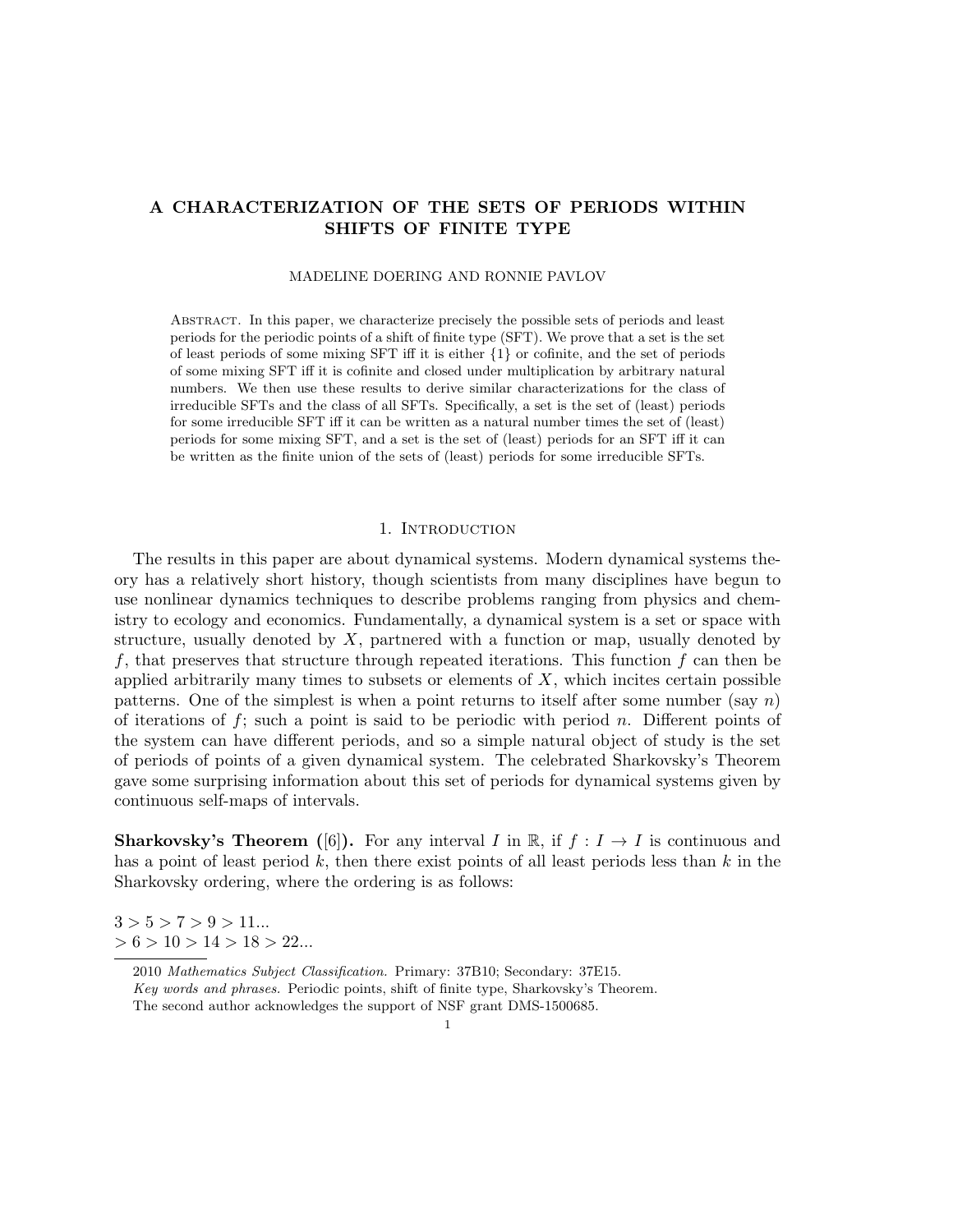# A CHARACTERIZATION OF THE SETS OF PERIODS WITHIN SHIFTS OF FINITE TYPE

MADELINE DOERING AND RONNIE PAVLOV

Abstract. In this paper, we characterize precisely the possible sets of periods and least periods for the periodic points of a shift of finite type (SFT). We prove that a set is the set of least periods of some mixing SFT iff it is either $\{1\}$ or cofinite, and the set of periods of some mixing SFT iff it is cofinite and closed under multiplication by arbitrary natural numbers. We then use these results to derive similar characterizations for the class of irreducible SFTs and the class of all SFTs. Specifically, a set is the set of (least) periods for some irreducible SFT iff it can be written as a natural number times the set of (least) periods for some mixing SFT, and a set is the set of (least) periods for an SFT iff it can be written as the finite union of the sets of (least) periods for some irreducible SFTs.

## 1. Introduction

The results in this paper are about dynamical systems. Modern dynamical systems theory has a relatively short history, though scientists from many disciplines have begun to use nonlinear dynamics techniques to describe problems ranging from physics and chemistry to ecology and economics. Fundamentally, a dynamical system is a set or space with structure, usually denoted by $X$, partnered with a function or map, usually denoted by $f$, that preserves that structure through repeated iterations. This function $f$ can then be applied arbitrarily many times to subsets or elements of $X$, which incites certain possible patterns. One of the simplest is when a point returns to itself after some number (say $n$) of iterations of $f$; such a point is said to be periodic with period $n$. Different points of the system can have different periods, and so a simple natural object of study is the set of periods of points of a given dynamical system. The celebrated Sharkovsky's Theorem gave some surprising information about this set of periods for dynamical systems given by continuous self-maps of intervals.

**Sharkovsky's Theorem ([6]).** For any interval $I$ in $\mathbb{R}$, if $f : I \to I$ is continuous and has a point of least period $k$, then there exist points of all least periods less than $k$ in the Sharkovsky ordering, where the ordering is as follows:

$3 > 5 > 7 > 9 > 11...$
$> 6 > 10 > 14 > 18 > 22...$

2010 *Mathematics Subject Classification.* Primary: 37B10; Secondary: 37E15.

*Key words and phrases.* Periodic points, shift of finite type, Sharkovsky's Theorem.

The second author acknowledges the support of NSF grant DMS-1500685.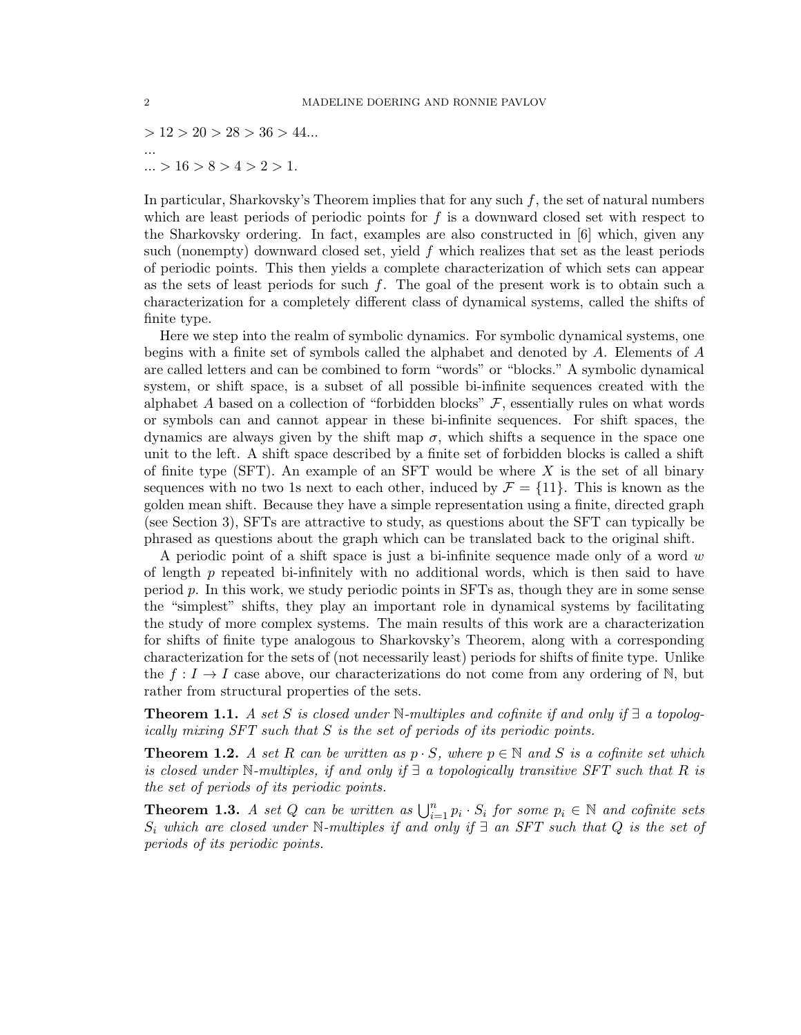$> 12 > 20 > 28 > 36 > 44...$

...

$... > 16 > 8 > 4 > 2 > 1.$

In particular, Sharkovsky's Theorem implies that for any such $f$, the set of natural numbers which are least periods of periodic points for $f$ is a downward closed set with respect to the Sharkovsky ordering. In fact, examples are also constructed in [6] which, given any such (nonempty) downward closed set, yield $f$ which realizes that set as the least periods of periodic points. This then yields a complete characterization of which sets can appear as the sets of least periods for such $f$. The goal of the present work is to obtain such a characterization for a completely different class of dynamical systems, called the shifts of finite type.

Here we step into the realm of symbolic dynamics. For symbolic dynamical systems, one begins with a finite set of symbols called the alphabet and denoted by $A$. Elements of $A$ are called letters and can be combined to form "words" or "blocks." A symbolic dynamical system, or shift space, is a subset of all possible bi-infinite sequences created with the alphabet $A$ based on a collection of "forbidden blocks" $\mathcal{F}$, essentially rules on what words or symbols can and cannot appear in these bi-infinite sequences. For shift spaces, the dynamics are always given by the shift map $\sigma$, which shifts a sequence in the space one unit to the left. A shift space described by a finite set of forbidden blocks is called a shift of finite type (SFT). An example of an SFT would be where $X$ is the set of all binary sequences with no two 1s next to each other, induced by $\mathcal{F} = \{11\}$. This is known as the golden mean shift. Because they have a simple representation using a finite, directed graph (see Section 3), SFTs are attractive to study, as questions about the SFT can typically be phrased as questions about the graph which can be translated back to the original shift.

A periodic point of a shift space is just a bi-infinite sequence made only of a word $w$ of length $p$ repeated bi-infinitely with no additional words, which is then said to have period $p$. In this work, we study periodic points in SFTs as, though they are in some sense the "simplest" shifts, they play an important role in dynamical systems by facilitating the study of more complex systems. The main results of this work are a characterization for shifts of finite type analogous to Sharkovsky's Theorem, along with a corresponding characterization for the sets of (not necessarily least) periods for shifts of finite type. Unlike the $f : I \to I$ case above, our characterizations do not come from any ordering of $\mathbb{N}$, but rather from structural properties of the sets.

**Theorem 1.1.** *A set $S$ is closed under $\mathbb{N}$-multiples and cofinite if and only if $\exists$ a topologically mixing SFT such that $S$ is the set of periods of its periodic points.*

**Theorem 1.2.** *A set $R$ can be written as $p \cdot S$, where $p \in \mathbb{N}$ and $S$ is a cofinite set which is closed under $\mathbb{N}$-multiples, if and only if $\exists$ a topologically transitive SFT such that $R$ is the set of periods of its periodic points.*

**Theorem 1.3.** *A set $Q$ can be written as $\bigcup_{i=1}^{n} p_i \cdot S_i$ for some $p_i \in \mathbb{N}$ and cofinite sets $S_i$ which are closed under $\mathbb{N}$-multiples if and only if $\exists$ an SFT such that $Q$ is the set of periods of its periodic points.*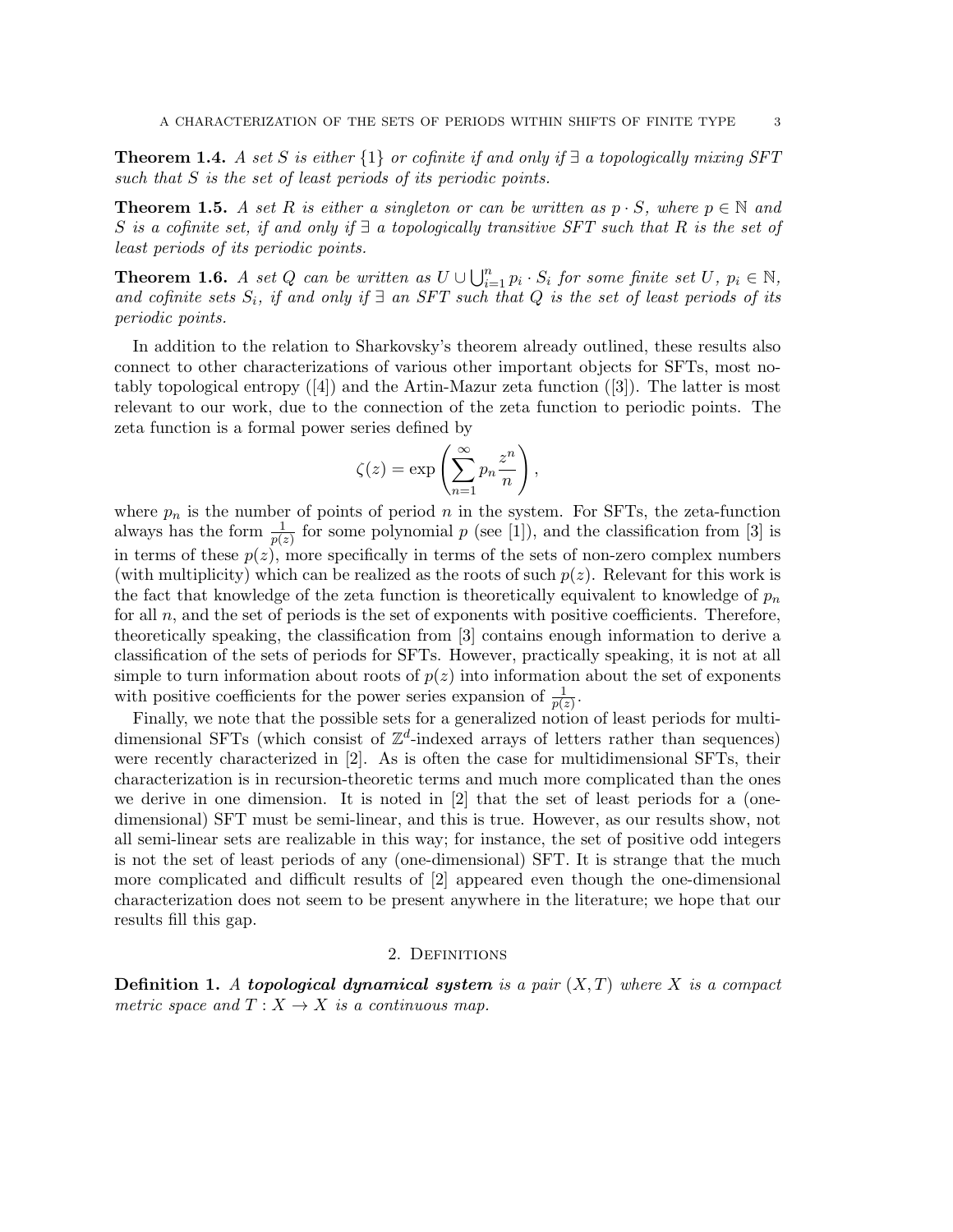**Theorem 1.4.** *A set $S$ is either $\{1\}$ or cofinite if and only if $\exists$ a topologically mixing SFT such that $S$ is the set of least periods of its periodic points.*

**Theorem 1.5.** *A set $R$ is either a singleton or can be written as $p \cdot S$, where $p \in \mathbb{N}$ and $S$ is a cofinite set, if and only if $\exists$ a topologically transitive SFT such that $R$ is the set of least periods of its periodic points.*

**Theorem 1.6.** *A set $Q$ can be written as $U \cup \bigcup_{i=1}^{n} p_i \cdot S_i$ for some finite set $U$, $p_i \in \mathbb{N}$, and cofinite sets $S_i$, if and only if $\exists$ an SFT such that $Q$ is the set of least periods of its periodic points.*

In addition to the relation to Sharkovsky's theorem already outlined, these results also connect to other characterizations of various other important objects for SFTs, most notably topological entropy ([4]) and the Artin-Mazur zeta function ([3]). The latter is most relevant to our work, due to the connection of the zeta function to periodic points. The zeta function is a formal power series defined by

$$\zeta(z) = \exp\left(\sum_{n=1}^{\infty} p_n \frac{z^n}{n}\right),$$

where $p_n$ is the number of points of period $n$ in the system. For SFTs, the zeta-function always has the form $\frac{1}{p(z)}$ for some polynomial $p$ (see [1]), and the classification from [3] is in terms of these $p(z)$, more specifically in terms of the sets of non-zero complex numbers (with multiplicity) which can be realized as the roots of such $p(z)$. Relevant for this work is the fact that knowledge of the zeta function is theoretically equivalent to knowledge of $p_n$ for all $n$, and the set of periods is the set of exponents with positive coefficients. Therefore, theoretically speaking, the classification from [3] contains enough information to derive a classification of the sets of periods for SFTs. However, practically speaking, it is not at all simple to turn information about roots of $p(z)$ into information about the set of exponents with positive coefficients for the power series expansion of $\frac{1}{p(z)}$.

Finally, we note that the possible sets for a generalized notion of least periods for multidimensional SFTs (which consist of $\mathbb{Z}^d$-indexed arrays of letters rather than sequences) were recently characterized in [2]. As is often the case for multidimensional SFTs, their characterization is in recursion-theoretic terms and much more complicated than the ones we derive in one dimension. It is noted in [2] that the set of least periods for a (one-dimensional) SFT must be semi-linear, and this is true. However, as our results show, not all semi-linear sets are realizable in this way; for instance, the set of positive odd integers is not the set of least periods of any (one-dimensional) SFT. It is strange that the much more complicated and difficult results of [2] appeared even though the one-dimensional characterization does not seem to be present anywhere in the literature; we hope that our results fill this gap.

## 2. Definitions

**Definition 1.** *A* ***topological dynamical system*** *is a pair $(X, T)$ where $X$ is a compact metric space and $T : X \to X$ is a continuous map.*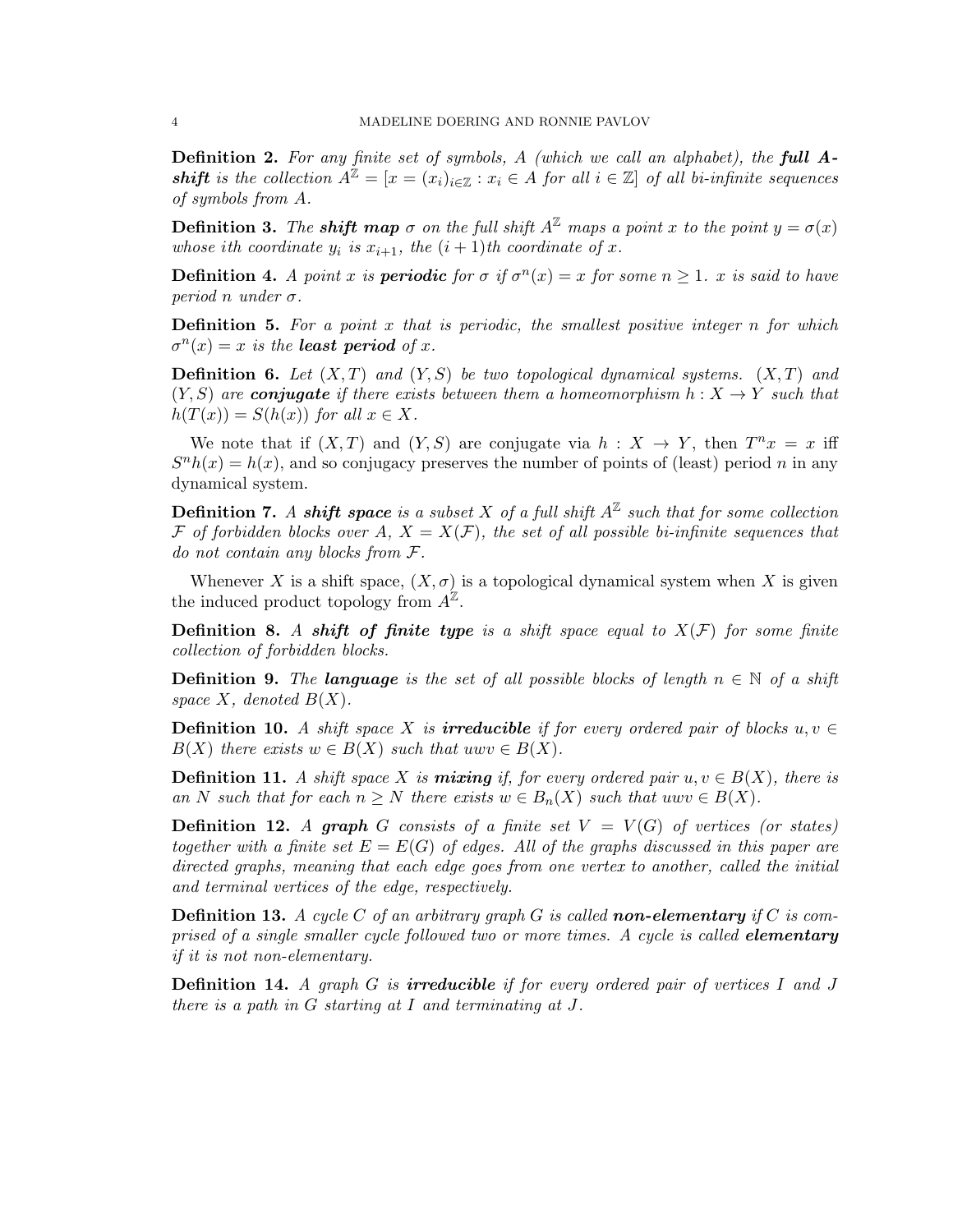**Definition 2.** *For any finite set of symbols, $A$ (which we call an alphabet), the **full $A$-shift** is the collection $A^{\mathbb{Z}} = [x = (x_i)_{i \in \mathbb{Z}} : x_i \in A \text{ for all } i \in \mathbb{Z}]$ of all bi-infinite sequences of symbols from $A$.*

**Definition 3.** *The **shift map** $\sigma$ on the full shift $A^{\mathbb{Z}}$ maps a point $x$ to the point $y = \sigma(x)$ whose $i$th coordinate $y_i$ is $x_{i+1}$, the $(i+1)$th coordinate of $x$.*

**Definition 4.** *A point $x$ is **periodic** for $\sigma$ if $\sigma^n(x) = x$ for some $n \geq 1$. $x$ is said to have period $n$ under $\sigma$.*

**Definition 5.** *For a point $x$ that is periodic, the smallest positive integer $n$ for which $\sigma^n(x) = x$ is the **least period** of $x$.*

**Definition 6.** *Let $(X, T)$ and $(Y, S)$ be two topological dynamical systems. $(X, T)$ and $(Y, S)$ are **conjugate** if there exists between them a homeomorphism $h : X \to Y$ such that $h(T(x)) = S(h(x))$ for all $x \in X$.*

We note that if $(X, T)$ and $(Y, S)$ are conjugate via $h : X \to Y$, then $T^n x = x$ iff $S^n h(x) = h(x)$, and so conjugacy preserves the number of points of (least) period $n$ in any dynamical system.

**Definition 7.** *A **shift space** is a subset $X$ of a full shift $A^{\mathbb{Z}}$ such that for some collection $\mathcal{F}$ of forbidden blocks over $A$, $X = X(\mathcal{F})$, the set of all possible bi-infinite sequences that do not contain any blocks from $\mathcal{F}$.*

Whenever $X$ is a shift space, $(X, \sigma)$ is a topological dynamical system when $X$ is given the induced product topology from $A^{\mathbb{Z}}$.

**Definition 8.** *A **shift of finite type** is a shift space equal to $X(\mathcal{F})$ for some finite collection of forbidden blocks.*

**Definition 9.** *The **language** is the set of all possible blocks of length $n \in \mathbb{N}$ of a shift space $X$, denoted $B(X)$.*

**Definition 10.** *A shift space $X$ is **irreducible** if for every ordered pair of blocks $u, v \in B(X)$ there exists $w \in B(X)$ such that $uwv \in B(X)$.*

**Definition 11.** *A shift space $X$ is **mixing** if, for every ordered pair $u, v \in B(X)$, there is an $N$ such that for each $n \geq N$ there exists $w \in B_n(X)$ such that $uwv \in B(X)$.*

**Definition 12.** *A **graph** $G$ consists of a finite set $V = V(G)$ of vertices (or states) together with a finite set $E = E(G)$ of edges. All of the graphs discussed in this paper are directed graphs, meaning that each edge goes from one vertex to another, called the initial and terminal vertices of the edge, respectively.*

**Definition 13.** *A cycle $C$ of an arbitrary graph $G$ is called **non-elementary** if $C$ is comprised of a single smaller cycle followed two or more times. A cycle is called **elementary** if it is not non-elementary.*

**Definition 14.** *A graph $G$ is **irreducible** if for every ordered pair of vertices $I$ and $J$ there is a path in $G$ starting at $I$ and terminating at $J$.*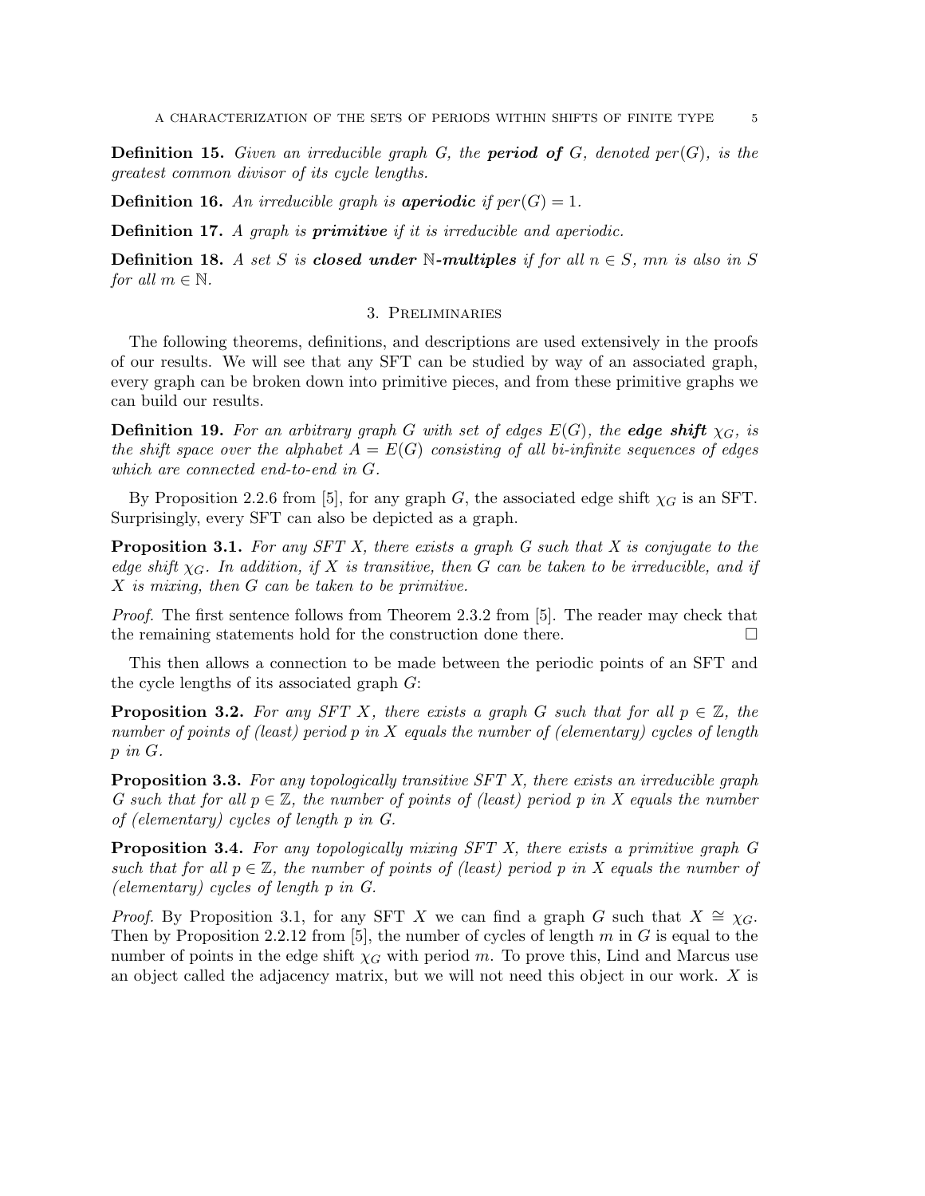**Definition 15.** *Given an irreducible graph $G$, the **period of** $G$, denoted $per(G)$, is the greatest common divisor of its cycle lengths.*

**Definition 16.** *An irreducible graph is **aperiodic** if $per(G) = 1$.*

**Definition 17.** *A graph is **primitive** if it is irreducible and aperiodic.*

**Definition 18.** *A set $S$ is **closed under** $\mathbb{N}$**-multiples** if for all $n \in S$, $mn$ is also in $S$ for all $m \in \mathbb{N}$.*

## 3. Preliminaries

The following theorems, definitions, and descriptions are used extensively in the proofs of our results. We will see that any SFT can be studied by way of an associated graph, every graph can be broken down into primitive pieces, and from these primitive graphs we can build our results.

**Definition 19.** *For an arbitrary graph $G$ with set of edges $E(G)$, the **edge shift** $\chi_G$, is the shift space over the alphabet $A = E(G)$ consisting of all bi-infinite sequences of edges which are connected end-to-end in $G$.*

By Proposition 2.2.6 from [5], for any graph $G$, the associated edge shift $\chi_G$ is an SFT. Surprisingly, every SFT can also be depicted as a graph.

**Proposition 3.1.** *For any SFT $X$, there exists a graph $G$ such that $X$ is conjugate to the edge shift $\chi_G$. In addition, if $X$ is transitive, then $G$ can be taken to be irreducible, and if $X$ is mixing, then $G$ can be taken to be primitive.*

*Proof.* The first sentence follows from Theorem 2.3.2 from [5]. The reader may check that the remaining statements hold for the construction done there. $\square$

This then allows a connection to be made between the periodic points of an SFT and the cycle lengths of its associated graph $G$:

**Proposition 3.2.** *For any SFT $X$, there exists a graph $G$ such that for all $p \in \mathbb{Z}$, the number of points of (least) period $p$ in $X$ equals the number of (elementary) cycles of length $p$ in $G$.*

**Proposition 3.3.** *For any topologically transitive SFT $X$, there exists an irreducible graph $G$ such that for all $p \in \mathbb{Z}$, the number of points of (least) period $p$ in $X$ equals the number of (elementary) cycles of length $p$ in $G$.*

**Proposition 3.4.** *For any topologically mixing SFT $X$, there exists a primitive graph $G$ such that for all $p \in \mathbb{Z}$, the number of points of (least) period $p$ in $X$ equals the number of (elementary) cycles of length $p$ in $G$.*

*Proof.* By Proposition 3.1, for any SFT $X$ we can find a graph $G$ such that $X \cong \chi_G$. Then by Proposition 2.2.12 from [5], the number of cycles of length $m$ in $G$ is equal to the number of points in the edge shift $\chi_G$ with period $m$. To prove this, Lind and Marcus use an object called the adjacency matrix, but we will not need this object in our work. $X$ is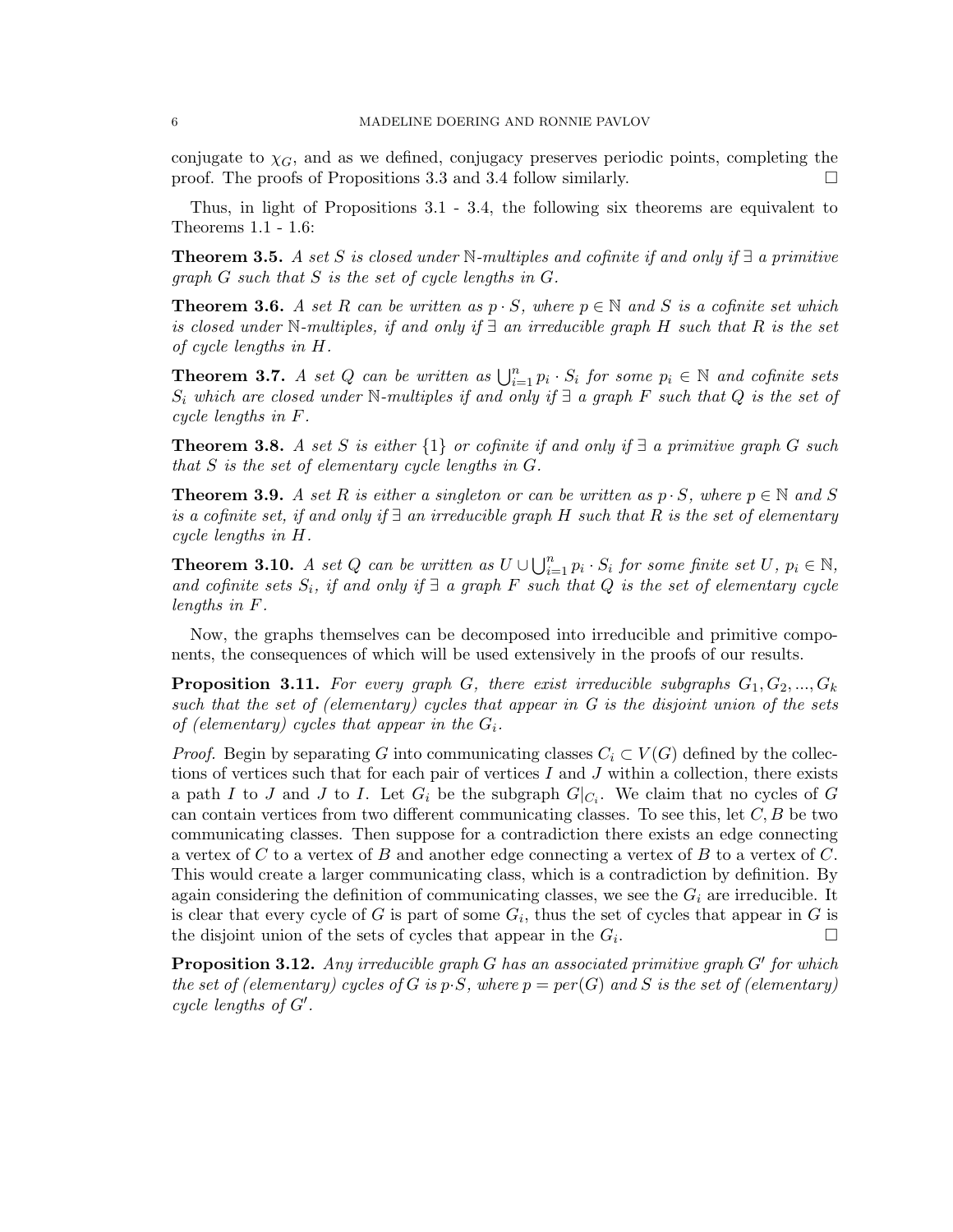conjugate to $\chi_G$, and as we defined, conjugacy preserves periodic points, completing the proof. The proofs of Propositions 3.3 and 3.4 follow similarly. ☐

Thus, in light of Propositions 3.1 - 3.4, the following six theorems are equivalent to Theorems 1.1 - 1.6:

**Theorem 3.5.** *A set $S$ is closed under $\mathbb{N}$-multiples and cofinite if and only if $\exists$ a primitive graph $G$ such that $S$ is the set of cycle lengths in $G$.*

**Theorem 3.6.** *A set $R$ can be written as $p \cdot S$, where $p \in \mathbb{N}$ and $S$ is a cofinite set which is closed under $\mathbb{N}$-multiples, if and only if $\exists$ an irreducible graph $H$ such that $R$ is the set of cycle lengths in $H$.*

**Theorem 3.7.** *A set $Q$ can be written as $\bigcup_{i=1}^{n} p_i \cdot S_i$ for some $p_i \in \mathbb{N}$ and cofinite sets $S_i$ which are closed under $\mathbb{N}$-multiples if and only if $\exists$ a graph $F$ such that $Q$ is the set of cycle lengths in $F$.*

**Theorem 3.8.** *A set $S$ is either $\{1\}$ or cofinite if and only if $\exists$ a primitive graph $G$ such that $S$ is the set of elementary cycle lengths in $G$.*

**Theorem 3.9.** *A set $R$ is either a singleton or can be written as $p \cdot S$, where $p \in \mathbb{N}$ and $S$ is a cofinite set, if and only if $\exists$ an irreducible graph $H$ such that $R$ is the set of elementary cycle lengths in $H$.*

**Theorem 3.10.** *A set $Q$ can be written as $U \cup \bigcup_{i=1}^{n} p_i \cdot S_i$ for some finite set $U$, $p_i \in \mathbb{N}$, and cofinite sets $S_i$, if and only if $\exists$ a graph $F$ such that $Q$ is the set of elementary cycle lengths in $F$.*

Now, the graphs themselves can be decomposed into irreducible and primitive components, the consequences of which will be used extensively in the proofs of our results.

**Proposition 3.11.** *For every graph $G$, there exist irreducible subgraphs $G_1, G_2, ..., G_k$ such that the set of (elementary) cycles that appear in $G$ is the disjoint union of the sets of (elementary) cycles that appear in the $G_i$.*

*Proof.* Begin by separating $G$ into communicating classes $C_i \subset V(G)$ defined by the collections of vertices such that for each pair of vertices $I$ and $J$ within a collection, there exists a path $I$ to $J$ and $J$ to $I$. Let $G_i$ be the subgraph $G|_{C_i}$. We claim that no cycles of $G$ can contain vertices from two different communicating classes. To see this, let $C, B$ be two communicating classes. Then suppose for a contradiction there exists an edge connecting a vertex of $C$ to a vertex of $B$ and another edge connecting a vertex of $B$ to a vertex of $C$. This would create a larger communicating class, which is a contradiction by definition. By again considering the definition of communicating classes, we see the $G_i$ are irreducible. It is clear that every cycle of $G$ is part of some $G_i$, thus the set of cycles that appear in $G$ is the disjoint union of the sets of cycles that appear in the $G_i$. ☐

**Proposition 3.12.** *Any irreducible graph $G$ has an associated primitive graph $G'$ for which the set of (elementary) cycles of $G$ is $p \cdot S$, where $p = per(G)$ and $S$ is the set of (elementary) cycle lengths of $G'$.*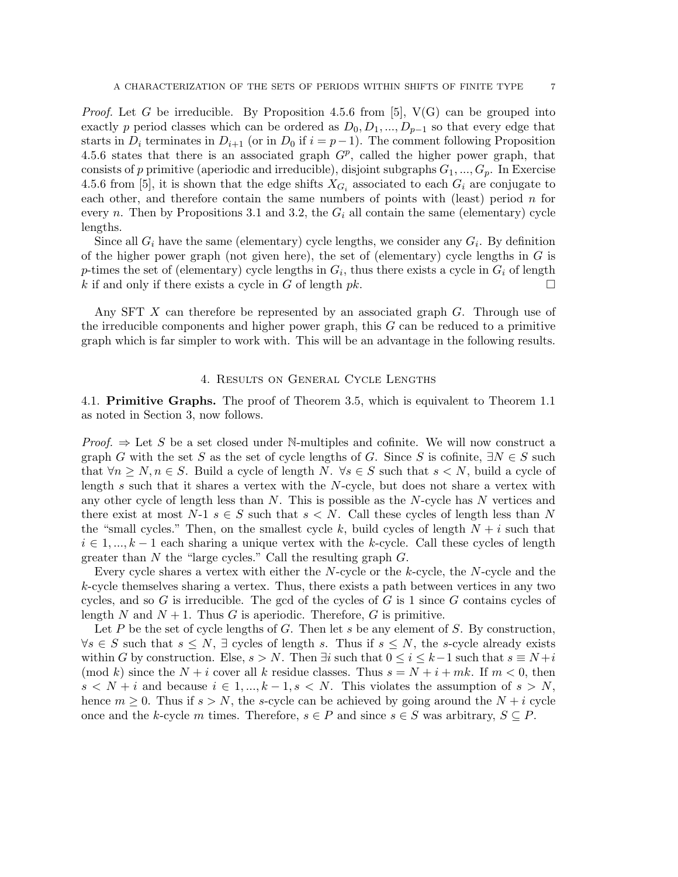*Proof.* Let $G$ be irreducible. By Proposition 4.5.6 from [5], V(G) can be grouped into exactly $p$ period classes which can be ordered as $D_0, D_1, ..., D_{p-1}$ so that every edge that starts in $D_i$ terminates in $D_{i+1}$ (or in $D_0$ if $i = p-1$). The comment following Proposition 4.5.6 states that there is an associated graph $G^p$, called the higher power graph, that consists of $p$ primitive (aperiodic and irreducible), disjoint subgraphs $G_1, ..., G_p$. In Exercise 4.5.6 from [5], it is shown that the edge shifts $X_{G_i}$ associated to each $G_i$ are conjugate to each other, and therefore contain the same numbers of points with (least) period $n$ for every $n$. Then by Propositions 3.1 and 3.2, the $G_i$ all contain the same (elementary) cycle lengths.

Since all $G_i$ have the same (elementary) cycle lengths, we consider any $G_i$. By definition of the higher power graph (not given here), the set of (elementary) cycle lengths in $G$ is $p$-times the set of (elementary) cycle lengths in $G_i$, thus there exists a cycle in $G_i$ of length $k$ if and only if there exists a cycle in $G$ of length $pk$. □

Any SFT $X$ can therefore be represented by an associated graph $G$. Through use of the irreducible components and higher power graph, this $G$ can be reduced to a primitive graph which is far simpler to work with. This will be an advantage in the following results.

## 4. Results on General Cycle Lengths

4.1. **Primitive Graphs.** The proof of Theorem 3.5, which is equivalent to Theorem 1.1 as noted in Section 3, now follows.

*Proof.* $\Rightarrow$ Let $S$ be a set closed under $\mathbb{N}$-multiples and cofinite. We will now construct a graph $G$ with the set $S$ as the set of cycle lengths of $G$. Since $S$ is cofinite, $\exists N \in S$ such that $\forall n \geq N, n \in S$. Build a cycle of length $N$. $\forall s \in S$ such that $s < N$, build a cycle of length $s$ such that it shares a vertex with the $N$-cycle, but does not share a vertex with any other cycle of length less than $N$. This is possible as the $N$-cycle has $N$ vertices and there exist at most $N$-1 $s \in S$ such that $s < N$. Call these cycles of length less than $N$ the "small cycles." Then, on the smallest cycle $k$, build cycles of length $N + i$ such that $i \in 1, ..., k-1$ each sharing a unique vertex with the $k$-cycle. Call these cycles of length greater than $N$ the "large cycles." Call the resulting graph $G$.

Every cycle shares a vertex with either the $N$-cycle or the $k$-cycle, the $N$-cycle and the $k$-cycle themselves sharing a vertex. Thus, there exists a path between vertices in any two cycles, and so $G$ is irreducible. The gcd of the cycles of $G$ is 1 since $G$ contains cycles of length $N$ and $N + 1$. Thus $G$ is aperiodic. Therefore, $G$ is primitive.

Let $P$ be the set of cycle lengths of $G$. Then let $s$ be any element of $S$. By construction, $\forall s \in S$ such that $s \leq N$, $\exists$ cycles of length $s$. Thus if $s \leq N$, the $s$-cycle already exists within $G$ by construction. Else, $s > N$. Then $\exists i$ such that $0 \leq i \leq k-1$ such that $s \equiv N+i$ (mod $k$) since the $N+i$ cover all $k$ residue classes. Thus $s = N + i + mk$. If $m < 0$, then $s < N + i$ and because $i \in 1, ..., k-1, s < N$. This violates the assumption of $s > N$, hence $m \geq 0$. Thus if $s > N$, the $s$-cycle can be achieved by going around the $N + i$ cycle once and the $k$-cycle $m$ times. Therefore, $s \in P$ and since $s \in S$ was arbitrary, $S \subseteq P$.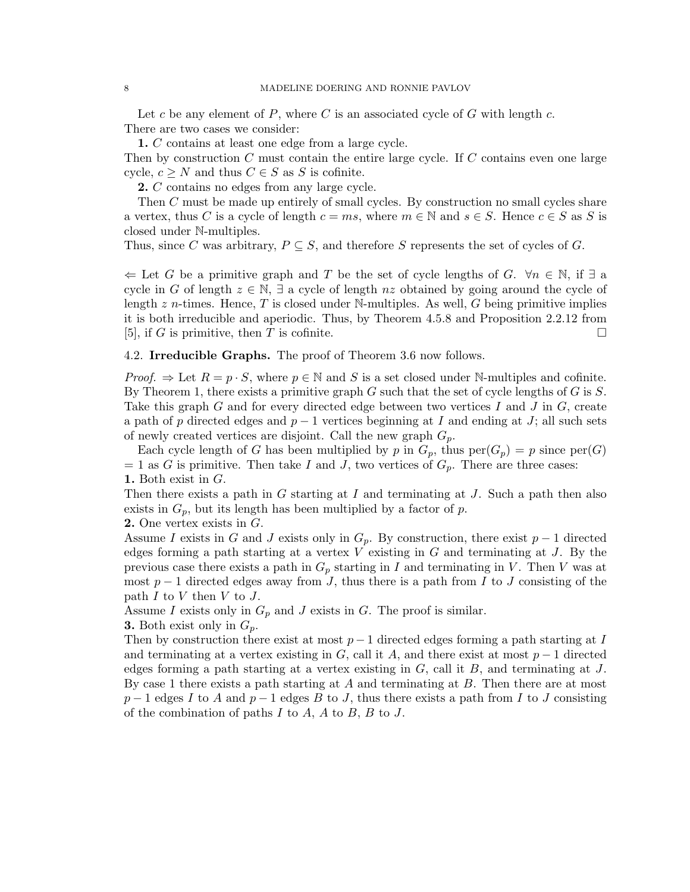Let $c$ be any element of $P$, where $C$ is an associated cycle of $G$ with length $c$. There are two cases we consider:

**1.** $C$ contains at least one edge from a large cycle.

Then by construction $C$ must contain the entire large cycle. If $C$ contains even one large cycle, $c \geq N$ and thus $C \in S$ as $S$ is cofinite.

**2.** $C$ contains no edges from any large cycle.

Then $C$ must be made up entirely of small cycles. By construction no small cycles share a vertex, thus $C$ is a cycle of length $c = ms$, where $m \in \mathbb{N}$ and $s \in S$. Hence $c \in S$ as $S$ is closed under $\mathbb{N}$-multiples.

Thus, since $C$ was arbitrary, $P \subseteq S$, and therefore $S$ represents the set of cycles of $G$.

$\Leftarrow$ Let $G$ be a primitive graph and $T$ be the set of cycle lengths of $G$. $\forall n \in \mathbb{N}$, if $\exists$ a cycle in $G$ of length $z \in \mathbb{N}$, $\exists$ a cycle of length $nz$ obtained by going around the cycle of length $z$ $n$-times. Hence, $T$ is closed under $\mathbb{N}$-multiples. As well, $G$ being primitive implies it is both irreducible and aperiodic. Thus, by Theorem 4.5.8 and Proposition 2.2.12 from [5], if $G$ is primitive, then $T$ is cofinite. □

## 4.2. Irreducible Graphs.

The proof of Theorem 3.6 now follows.

*Proof.* $\Rightarrow$ Let $R = p \cdot S$, where $p \in \mathbb{N}$ and $S$ is a set closed under $\mathbb{N}$-multiples and cofinite. By Theorem 1, there exists a primitive graph $G$ such that the set of cycle lengths of $G$ is $S$. Take this graph $G$ and for every directed edge between two vertices $I$ and $J$ in $G$, create a path of $p$ directed edges and $p-1$ vertices beginning at $I$ and ending at $J$; all such sets of newly created vertices are disjoint. Call the new graph $G_p$.

Each cycle length of $G$ has been multiplied by $p$ in $G_p$, thus $\text{per}(G_p) = p$ since $\text{per}(G) = 1$ as $G$ is primitive. Then take $I$ and $J$, two vertices of $G_p$. There are three cases:

**1.** Both exist in $G$.

Then there exists a path in $G$ starting at $I$ and terminating at $J$. Such a path then also exists in $G_p$, but its length has been multiplied by a factor of $p$.

**2.** One vertex exists in $G$.

Assume $I$ exists in $G$ and $J$ exists only in $G_p$. By construction, there exist $p-1$ directed edges forming a path starting at a vertex $V$ existing in $G$ and terminating at $J$. By the previous case there exists a path in $G_p$ starting in $I$ and terminating in $V$. Then $V$ was at most $p-1$ directed edges away from $J$, thus there is a path from $I$ to $J$ consisting of the path $I$ to $V$ then $V$ to $J$.

Assume $I$ exists only in $G_p$ and $J$ exists in $G$. The proof is similar.

**3.** Both exist only in $G_p$.

Then by construction there exist at most $p-1$ directed edges forming a path starting at $I$ and terminating at a vertex existing in $G$, call it $A$, and there exist at most $p-1$ directed edges forming a path starting at a vertex existing in $G$, call it $B$, and terminating at $J$. By case 1 there exists a path starting at $A$ and terminating at $B$. Then there are at most $p-1$ edges $I$ to $A$ and $p-1$ edges $B$ to $J$, thus there exists a path from $I$ to $J$ consisting of the combination of paths $I$ to $A$, $A$ to $B$, $B$ to $J$.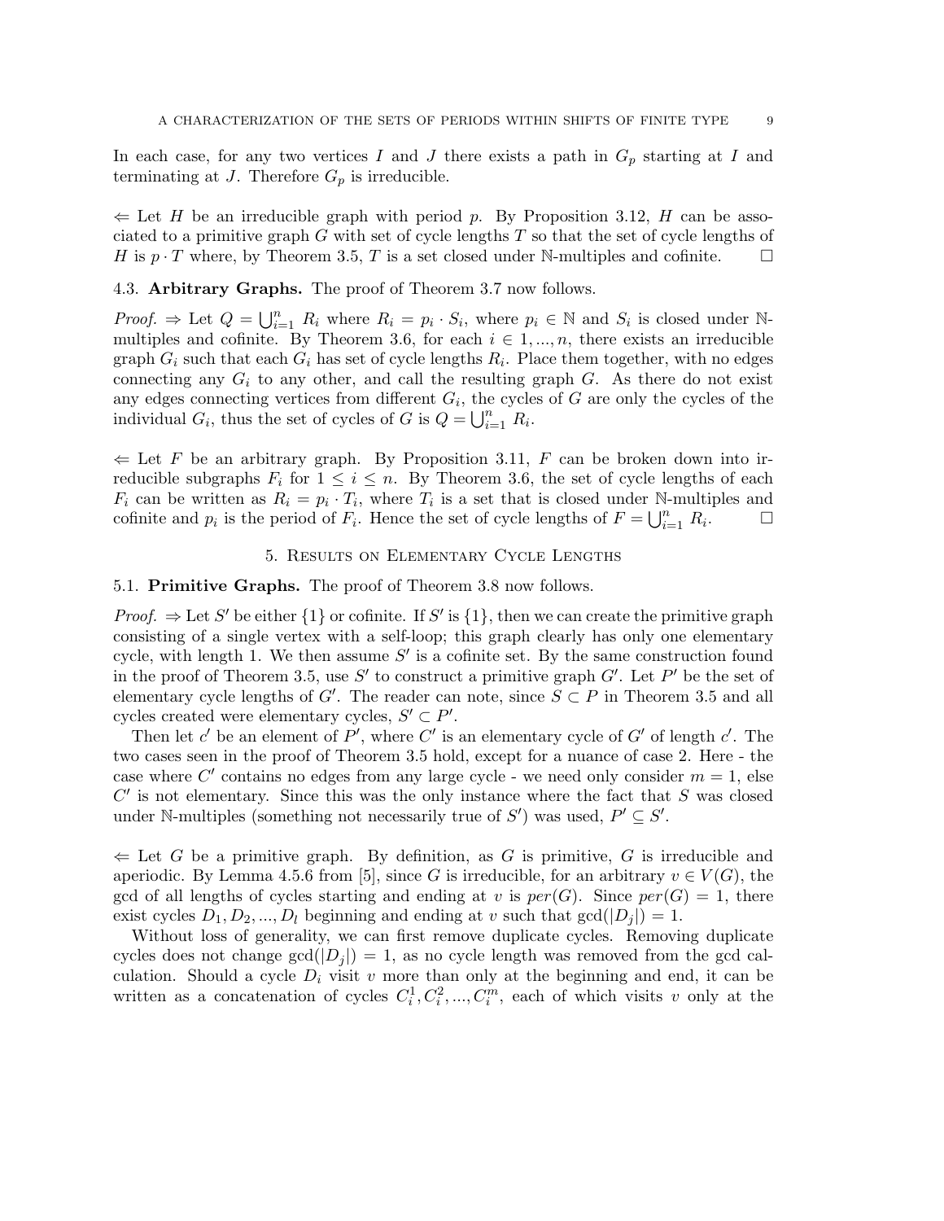In each case, for any two vertices $I$ and $J$ there exists a path in $G_p$ starting at $I$ and terminating at $J$. Therefore $G_p$ is irreducible.

$\Leftarrow$ Let $H$ be an irreducible graph with period $p$. By Proposition 3.12, $H$ can be associated to a primitive graph $G$ with set of cycle lengths $T$ so that the set of cycle lengths of $H$ is $p \cdot T$ where, by Theorem 3.5, $T$ is a set closed under $\mathbb{N}$-multiples and cofinite. $\square$

### 4.3. Arbitrary Graphs.

The proof of Theorem 3.7 now follows.

*Proof.* $\Rightarrow$ Let $Q = \bigcup_{i=1}^{n} R_i$ where $R_i = p_i \cdot S_i$, where $p_i \in \mathbb{N}$ and $S_i$ is closed under $\mathbb{N}$-multiples and cofinite. By Theorem 3.6, for each $i \in 1, ..., n$, there exists an irreducible graph $G_i$ such that each $G_i$ has set of cycle lengths $R_i$. Place them together, with no edges connecting any $G_i$ to any other, and call the resulting graph $G$. As there do not exist any edges connecting vertices from different $G_i$, the cycles of $G$ are only the cycles of the individual $G_i$, thus the set of cycles of $G$ is $Q = \bigcup_{i=1}^{n} R_i$.

$\Leftarrow$ Let $F$ be an arbitrary graph. By Proposition 3.11, $F$ can be broken down into irreducible subgraphs $F_i$ for $1 \leq i \leq n$. By Theorem 3.6, the set of cycle lengths of each $F_i$ can be written as $R_i = p_i \cdot T_i$, where $T_i$ is a set that is closed under $\mathbb{N}$-multiples and cofinite and $p_i$ is the period of $F_i$. Hence the set of cycle lengths of $F = \bigcup_{i=1}^{n} R_i$. $\square$

## 5. Results on Elementary Cycle Lengths

### 5.1. Primitive Graphs.

The proof of Theorem 3.8 now follows.

*Proof.* $\Rightarrow$ Let $S'$ be either $\{1\}$ or cofinite. If $S'$ is $\{1\}$, then we can create the primitive graph consisting of a single vertex with a self-loop; this graph clearly has only one elementary cycle, with length 1. We then assume $S'$ is a cofinite set. By the same construction found in the proof of Theorem 3.5, use $S'$ to construct a primitive graph $G'$. Let $P'$ be the set of elementary cycle lengths of $G'$. The reader can note, since $S \subset P$ in Theorem 3.5 and all cycles created were elementary cycles, $S' \subset P'$.

Then let $c'$ be an element of $P'$, where $C'$ is an elementary cycle of $G'$ of length $c'$. The two cases seen in the proof of Theorem 3.5 hold, except for a nuance of case 2. Here - the case where $C'$ contains no edges from any large cycle - we need only consider $m = 1$, else $C'$ is not elementary. Since this was the only instance where the fact that $S$ was closed under $\mathbb{N}$-multiples (something not necessarily true of $S'$) was used, $P' \subseteq S'$.

$\Leftarrow$ Let $G$ be a primitive graph. By definition, as $G$ is primitive, $G$ is irreducible and aperiodic. By Lemma 4.5.6 from [5], since $G$ is irreducible, for an arbitrary $v \in V(G)$, the gcd of all lengths of cycles starting and ending at $v$ is $per(G)$. Since $per(G) = 1$, there exist cycles $D_1, D_2, ..., D_l$ beginning and ending at $v$ such that $\gcd(|D_j|) = 1$.

Without loss of generality, we can first remove duplicate cycles. Removing duplicate cycles does not change $\gcd(|D_j|) = 1$, as no cycle length was removed from the gcd calculation. Should a cycle $D_i$ visit $v$ more than only at the beginning and end, it can be written as a concatenation of cycles $C_i^1, C_i^2, ..., C_i^m$, each of which visits $v$ only at the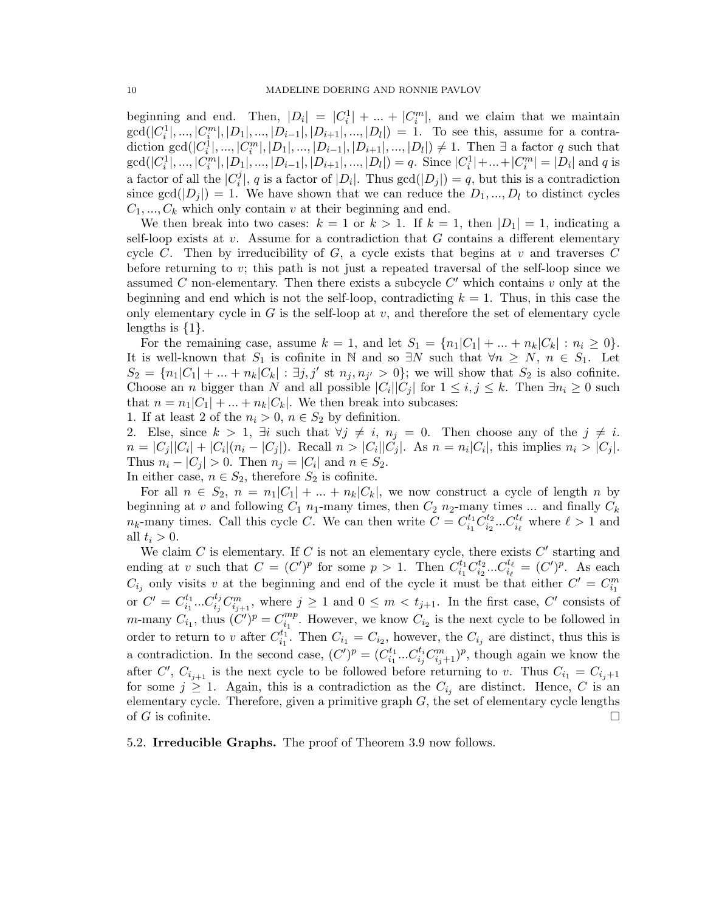beginning and end. Then, $|D_i| = |C_i^1| + ... + |C_i^m|$, and we claim that we maintain $\gcd(|C_i^1|, ..., |C_i^m|, |D_1|, ..., |D_{i-1}|, |D_{i+1}|, ..., |D_l|) = 1$. To see this, assume for a contradiction $\gcd(|C_i^1|, ..., |C_i^m|, |D_1|, ..., |D_{i-1}|, |D_{i+1}|, ..., |D_l|) \neq 1$. Then $\exists$ a factor $q$ such that $\gcd(|C_i^1|, ..., |C_i^m|, |D_1|, ..., |D_{i-1}|, |D_{i+1}|, ..., |D_l|) = q$. Since $|C_i^1| + ... + |C_i^m| = |D_i|$ and $q$ is a factor of all the $|C_i^j|$, $q$ is a factor of $|D_i|$. Thus $\gcd(|D_j|) = q$, but this is a contradiction since $\gcd(|D_j|) = 1$. We have shown that we can reduce the $D_1, ..., D_l$ to distinct cycles $C_1, ..., C_k$ which only contain $v$ at their beginning and end.

We then break into two cases: $k = 1$ or $k > 1$. If $k = 1$, then $|D_1| = 1$, indicating a self-loop exists at $v$. Assume for a contradiction that $G$ contains a different elementary cycle $C$. Then by irreducibility of $G$, a cycle exists that begins at $v$ and traverses $C$ before returning to $v$; this path is not just a repeated traversal of the self-loop since we assumed $C$ non-elementary. Then there exists a subcycle $C'$ which contains $v$ only at the beginning and end which is not the self-loop, contradicting $k = 1$. Thus, in this case the only elementary cycle in $G$ is the self-loop at $v$, and therefore the set of elementary cycle lengths is $\{1\}$.

For the remaining case, assume $k = 1$, and let $S_1 = \{n_1|C_1| + ... + n_k|C_k| : n_i \geq 0\}$. It is well-known that $S_1$ is cofinite in $\mathbb{N}$ and so $\exists N$ such that $\forall n \geq N$, $n \in S_1$. Let $S_2 = \{n_1|C_1| + ... + n_k|C_k| : \exists j, j' \text{ st } n_j, n_{j'} > 0\}$; we will show that $S_2$ is also cofinite. Choose an $n$ bigger than $N$ and all possible $|C_i||C_j|$ for $1 \leq i, j \leq k$. Then $\exists n_i \geq 0$ such that $n = n_1|C_1| + ... + n_k|C_k|$. We then break into subcases:

1. If at least 2 of the $n_i > 0$, $n \in S_2$ by definition.
2. Else, since $k > 1$, $\exists i$ such that $\forall j \neq i$, $n_j = 0$. Then choose any of the $j \neq i$. $n = |C_j||C_i| + |C_i|(n_i - |C_j|)$. Recall $n > |C_i||C_j|$. As $n = n_i|C_i|$, this implies $n_i > |C_j|$. Thus $n_i - |C_j| > 0$. Then $n_j = |C_i|$ and $n \in S_2$.

In either case, $n \in S_2$, therefore $S_2$ is cofinite.

For all $n \in S_2$, $n = n_1|C_1| + ... + n_k|C_k|$, we now construct a cycle of length $n$ by beginning at $v$ and following $C_1$ $n_1$-many times, then $C_2$ $n_2$-many times ... and finally $C_k$ $n_k$-many times. Call this cycle $C$. We can then write $C = C_{i_1}^{t_1} C_{i_2}^{t_2} ... C_{i_\ell}^{t_\ell}$ where $\ell > 1$ and all $t_i > 0$.

We claim $C$ is elementary. If $C$ is not an elementary cycle, there exists $C'$ starting and ending at $v$ such that $C = (C')^p$ for some $p > 1$. Then $C_{i_1}^{t_1} C_{i_2}^{t_2} ... C_{i_\ell}^{t_\ell} = (C')^p$. As each $C_{i_j}$ only visits $v$ at the beginning and end of the cycle it must be that either $C' = C_{i_1}^m$ or $C' = C_{i_1}^{t_1} ... C_{i_j}^{t_j} C_{i_{j+1}}^m$, where $j \geq 1$ and $0 \leq m < t_{j+1}$. In the first case, $C'$ consists of $m$-many $C_{i_1}$, thus $(C')^p = C_{i_1}^{mp}$. However, we know $C_{i_2}$ is the next cycle to be followed in order to return to $v$ after $C_{i_1}^{t_1}$. Then $C_{i_1} = C_{i_2}$, however, the $C_{i_j}$ are distinct, thus this is a contradiction. In the second case, $(C')^p = (C_{i_1}^{t_1} ... C_{i_j}^{t_i} C_{i_{j+1}}^m)^p$, though again we know the after $C'$, $C_{i_{j+1}}$ is the next cycle to be followed before returning to $v$. Thus $C_{i_1} = C_{i_j+1}$ for some $j \geq 1$. Again, this is a contradiction as the $C_{i_j}$ are distinct. Hence, $C$ is an elementary cycle. Therefore, given a primitive graph $G$, the set of elementary cycle lengths of $G$ is cofinite. $\square$

**5.2. Irreducible Graphs.** The proof of Theorem 3.9 now follows.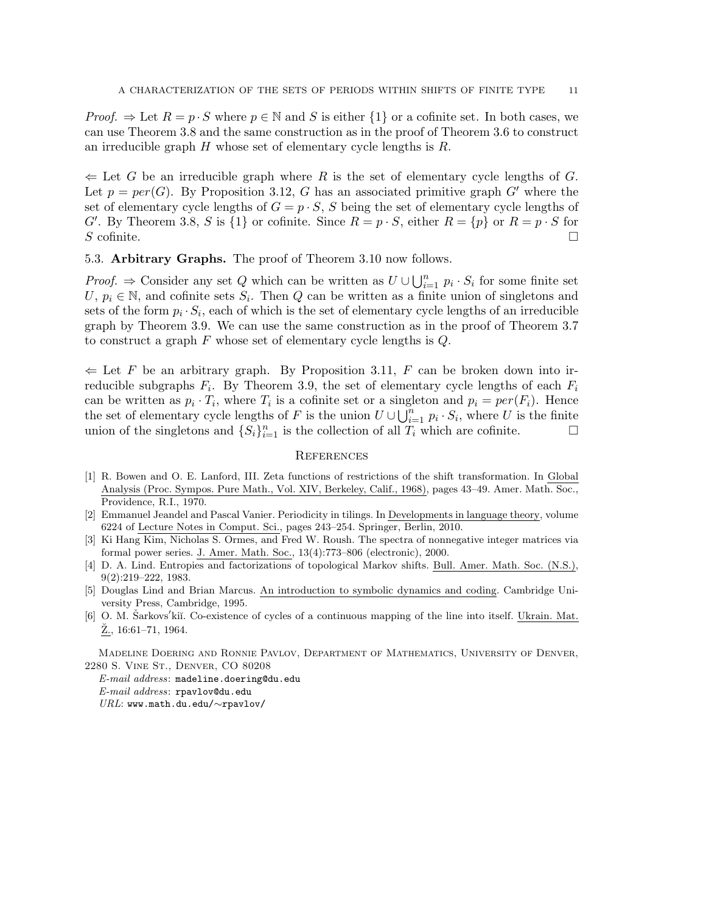*Proof.* $\Rightarrow$ Let $R = p \cdot S$ where $p \in \mathbb{N}$ and $S$ is either $\{1\}$ or a cofinite set. In both cases, we can use Theorem 3.8 and the same construction as in the proof of Theorem 3.6 to construct an irreducible graph $H$ whose set of elementary cycle lengths is $R$.

$\Leftarrow$ Let $G$ be an irreducible graph where $R$ is the set of elementary cycle lengths of $G$. Let $p = per(G)$. By Proposition 3.12, $G$ has an associated primitive graph $G'$ where the set of elementary cycle lengths of $G = p \cdot S$, $S$ being the set of elementary cycle lengths of $G'$. By Theorem 3.8, $S$ is $\{1\}$ or cofinite. Since $R = p \cdot S$, either $R = \{p\}$ or $R = p \cdot S$ for $S$ cofinite. $\square$

### 5.3. Arbitrary Graphs.

The proof of Theorem 3.10 now follows.

*Proof.* $\Rightarrow$ Consider any set $Q$ which can be written as $U \cup \bigcup_{i=1}^{n} p_i \cdot S_i$ for some finite set $U$, $p_i \in \mathbb{N}$, and cofinite sets $S_i$. Then $Q$ can be written as a finite union of singletons and sets of the form $p_i \cdot S_i$, each of which is the set of elementary cycle lengths of an irreducible graph by Theorem 3.9. We can use the same construction as in the proof of Theorem 3.7 to construct a graph $F$ whose set of elementary cycle lengths is $Q$.

$\Leftarrow$ Let $F$ be an arbitrary graph. By Proposition 3.11, $F$ can be broken down into irreducible subgraphs $F_i$. By Theorem 3.9, the set of elementary cycle lengths of each $F_i$ can be written as $p_i \cdot T_i$, where $T_i$ is a cofinite set or a singleton and $p_i = per(F_i)$. Hence the set of elementary cycle lengths of $F$ is the union $U \cup \bigcup_{i=1}^{n} p_i \cdot S_i$, where $U$ is the finite union of the singletons and $\{S_i\}_{i=1}^{n}$ is the collection of all $T_i$ which are cofinite. $\square$

## References

[1] R. Bowen and O. E. Lanford, III. Zeta functions of restrictions of the shift transformation. In Global Analysis (Proc. Sympos. Pure Math., Vol. XIV, Berkeley, Calif., 1968), pages 43–49. Amer. Math. Soc., Providence, R.I., 1970.

[2] Emmanuel Jeandel and Pascal Vanier. Periodicity in tilings. In Developments in language theory, volume 6224 of Lecture Notes in Comput. Sci., pages 243–254. Springer, Berlin, 2010.

[3] Ki Hang Kim, Nicholas S. Ormes, and Fred W. Roush. The spectra of nonnegative integer matrices via formal power series. J. Amer. Math. Soc., 13(4):773–806 (electronic), 2000.

[4] D. A. Lind. Entropies and factorizations of topological Markov shifts. Bull. Amer. Math. Soc. (N.S.), 9(2):219–222, 1983.

[5] Douglas Lind and Brian Marcus. An introduction to symbolic dynamics and coding. Cambridge University Press, Cambridge, 1995.

[6] O. M. Šarkovs′kiĭ. Co-existence of cycles of a continuous mapping of the line into itself. Ukrain. Mat. Ž., 16:61–71, 1964.

Madeline Doering and Ronnie Pavlov, Department of Mathematics, University of Denver, 2280 S. Vine St., Denver, CO 80208

*E-mail address*: madeline.doering@du.edu

*E-mail address*: rpavlov@du.edu

*URL*: www.math.du.edu/∼rpavlov/